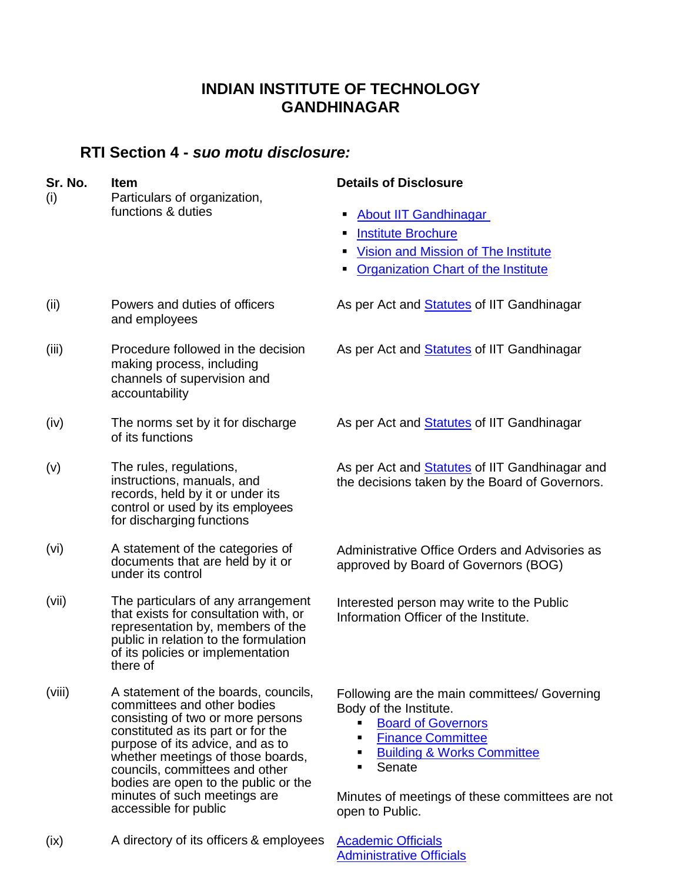# INDIAN INSTITUTE OF TECHNOLOGY GANDHINAGAR

## RTI Section 4 - *suo motu disclosure:*

| Sr. No. | Item | Details of Disclosure |
|---|---|---|
| (i) | Particulars of organization, functions & duties | ▪ About IIT Gandhinagar<br>▪ Institute Brochure<br>▪ Vision and Mission of The Institute<br>▪ Organization Chart of the Institute |
| (ii) | Powers and duties of officers and employees | As per Act and Statutes of IIT Gandhinagar |
| (iii) | Procedure followed in the decision making process, including channels of supervision and accountability | As per Act and Statutes of IIT Gandhinagar |
| (iv) | The norms set by it for discharge of its functions | As per Act and Statutes of IIT Gandhinagar |
| (v) | The rules, regulations, instructions, manuals, and records, held by it or under its control or used by its employees for discharging functions | As per Act and Statutes of IIT Gandhinagar and the decisions taken by the Board of Governors. |
| (vi) | A statement of the categories of documents that are held by it or under its control | Administrative Office Orders and Advisories as approved by Board of Governors (BOG) |
| (vii) | The particulars of any arrangement that exists for consultation with, or representation by, members of the public in relation to the formulation of its policies or implementation there of | Interested person may write to the Public Information Officer of the Institute. |
| (viii) | A statement of the boards, councils, committees and other bodies consisting of two or more persons constituted as its part or for the purpose of its advice, and as to whether meetings of those boards, councils, committees and other bodies are open to the public or the minutes of such meetings are accessible for public | Following are the main committees/ Governing Body of the Institute.<br>▪ Board of Governors<br>▪ Finance Committee<br>▪ Building & Works Committee<br>▪ Senate<br><br>Minutes of meetings of these committees are not open to Public. |
| (ix) | A directory of its officers & employees | Academic Officials<br>Administrative Officials |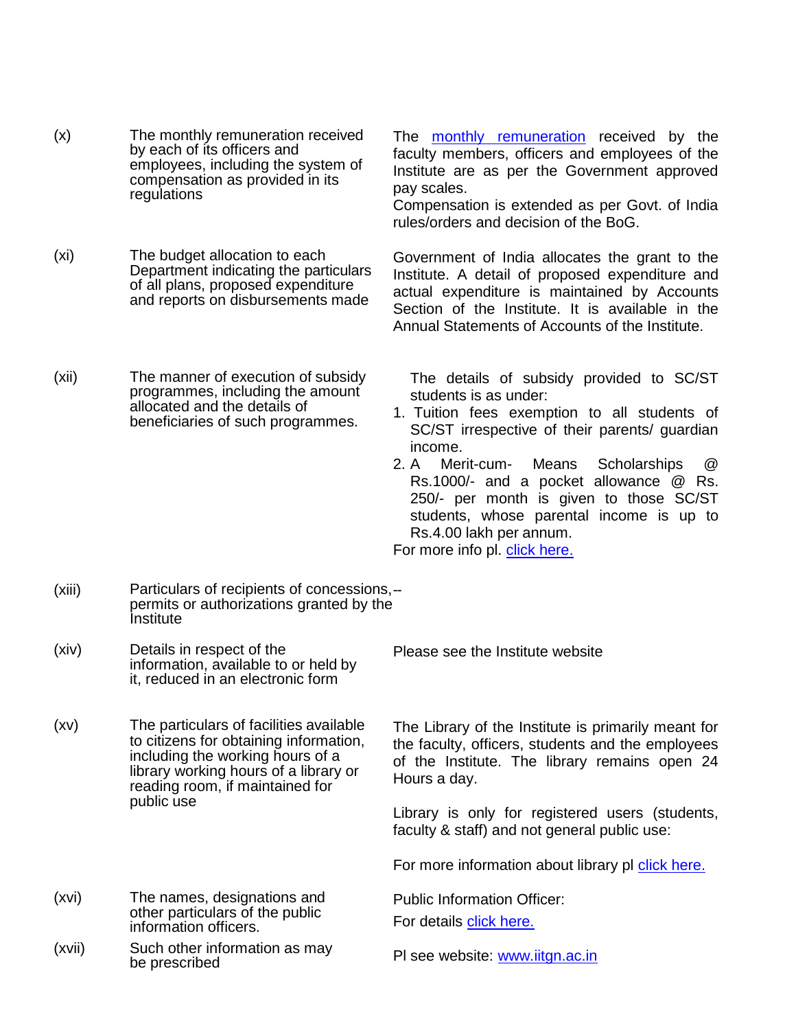| | | |
|---|---|---|
| (x) | The monthly remuneration received by each of its officers and employees, including the system of compensation as provided in its regulations | The monthly remuneration received by the faculty members, officers and employees of the Institute are as per the Government approved pay scales.<br>Compensation is extended as per Govt. of India rules/orders and decision of the BoG. |
| (xi) | The budget allocation to each Department indicating the particulars of all plans, proposed expenditure and reports on disbursements made | Government of India allocates the grant to the Institute. A detail of proposed expenditure and actual expenditure is maintained by Accounts Section of the Institute. It is available in the Annual Statements of Accounts of the Institute. |
| (xii) | The manner of execution of subsidy programmes, including the amount allocated and the details of beneficiaries of such programmes. | The details of subsidy provided to SC/ST students is as under:<br>1. Tuition fees exemption to all students of SC/ST irrespective of their parents/ guardian income.<br>2. A Merit-cum- Means Scholarships @ Rs.1000/- and a pocket allowance @ Rs. 250/- per month is given to those SC/ST students, whose parental income is up to Rs.4.00 lakh per annum.<br>For more info pl. click here. |
| (xiii) | Particulars of recipients of concessions, permits or authorizations granted by the Institute | -- |
| (xiv) | Details in respect of the information, available to or held by it, reduced in an electronic form | Please see the Institute website |
| (xv) | The particulars of facilities available to citizens for obtaining information, including the working hours of a library working hours of a library or reading room, if maintained for public use | The Library of the Institute is primarily meant for the faculty, officers, students and the employees of the Institute. The library remains open 24 Hours a day.<br><br>Library is only for registered users (students, faculty & staff) and not general public use:<br><br>For more information about library pl click here. |
| (xvi) | The names, designations and other particulars of the public information officers. | Public Information Officer:<br>For details click here. |
| (xvii) | Such other information as may be prescribed | Pl see website: www.iitgn.ac.in |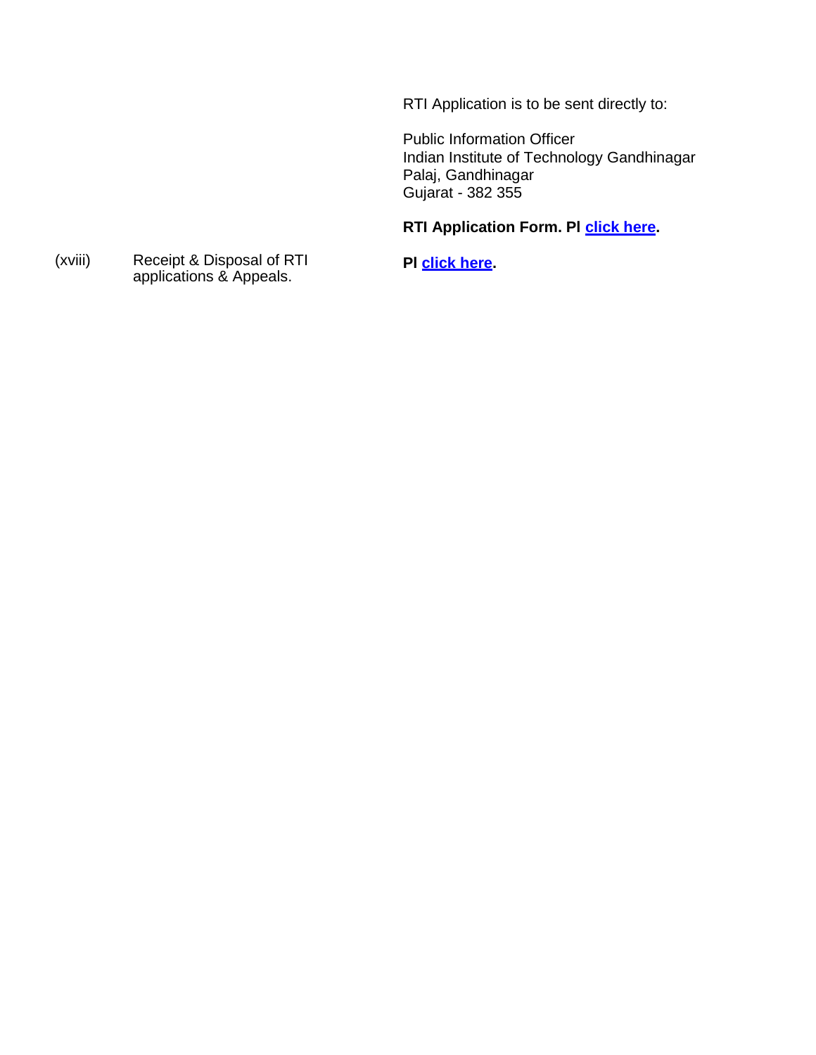| | | |
|---|---|---|
| | | RTI Application is to be sent directly to:<br><br>Public Information Officer<br>Indian Institute of Technology Gandhinagar<br>Palaj, Gandhinagar<br>Gujarat - 382 355<br><br>**RTI Application Form. Pl click here.** |
| (xviii) | Receipt & Disposal of RTI applications & Appeals. | **Pl click here.** |